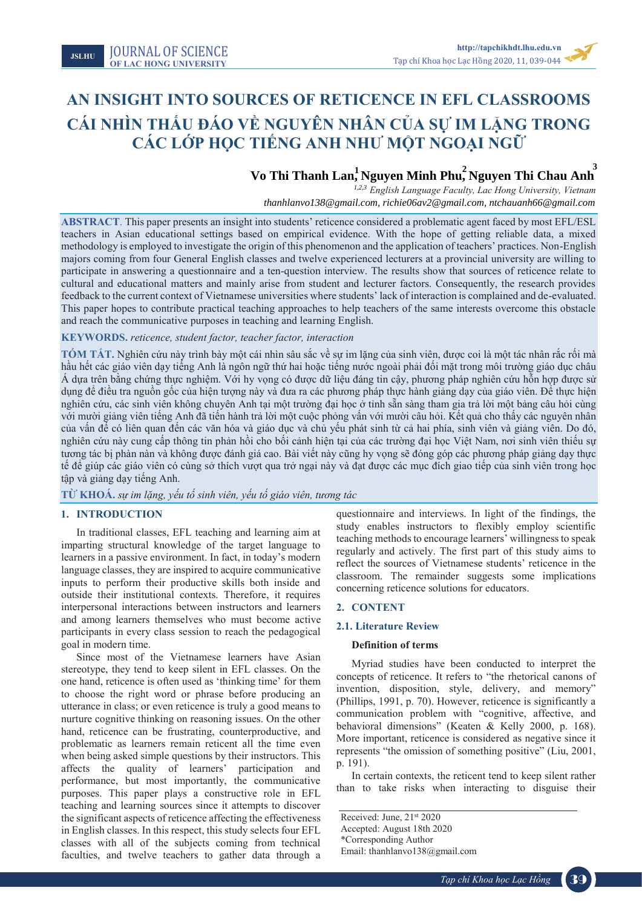# AN INSIGHT INTO SOURCES OF RETICENCE IN EFL CLASSROOMS

# CÁI NHÌN THẤU ĐÁO VỀ NGUYÊN NHÂN CỦA SỰ IM LẶNG TRONG CÁC LỚP HỌC TIẾNG ANH NHƯ MỘT NGOẠI NGỮ

**Vo Thi Thanh Lan[1], Nguyen Minh Phu[2], Nguyen Thi Chau Anh[3]**

[1,2,3] *English Language Faculty, Lac Hong University, Vietnam*

*thanhlanvo138@gmail.com, richie06av2@gmail.com, ntchauanh66@gmail.com*

**ABSTRACT**. This paper presents an insight into students' reticence considered a problematic agent faced by most EFL/ESL teachers in Asian educational settings based on empirical evidence. With the hope of getting reliable data, a mixed methodology is employed to investigate the origin of this phenomenon and the application of teachers' practices. Non-English majors coming from four General English classes and twelve experienced lecturers at a provincial university are willing to participate in answering a questionnaire and a ten-question interview. The results show that sources of reticence relate to cultural and educational matters and mainly arise from student and lecturer factors. Consequently, the research provides feedback to the current context of Vietnamese universities where students' lack of interaction is complained and de-evaluated. This paper hopes to contribute practical teaching approaches to help teachers of the same interests overcome this obstacle and reach the communicative purposes in teaching and learning English.

**KEYWORDS.** *reticence, student factor, teacher factor, interaction*

**TÓM TẮT.** Nghiên cứu này trình bày một cái nhìn sâu sắc về sự im lặng của sinh viên, được coi là một tác nhân rắc rối mà hầu hết các giáo viên dạy tiếng Anh là ngôn ngữ thứ hai hoặc tiếng nước ngoài phải đối mặt trong môi trường giáo dục châu Á dựa trên bằng chứng thực nghiệm. Với hy vọng có được dữ liệu đáng tin cậy, phương pháp nghiên cứu hỗn hợp được sử dụng để điều tra nguồn gốc của hiện tượng này và đưa ra các phương pháp thực hành giảng dạy của giáo viên. Để thực hiện nghiên cứu, các sinh viên không chuyên Anh tại một trường đại học ở tỉnh sẵn sàng tham gia trả lời một bảng câu hỏi cùng với mười giảng viên tiếng Anh đã tiến hành trả lời một cuộc phỏng vấn với mười câu hỏi. Kết quả cho thấy các nguyên nhân của vấn đề có liên quan đến các văn hóa và giáo dục và chủ yếu phát sinh từ cả hai phía, sinh viên và giảng viên. Do đó, nghiên cứu này cung cấp thông tin phản hồi cho bối cảnh hiện tại của các trường đại học Việt Nam, nơi sinh viên thiếu sự tương tác bị phàn nàn và không được đánh giá cao. Bài viết này cũng hy vọng sẽ đóng góp các phương pháp giảng dạy thực tế để giúp các giáo viên có cùng sở thích vượt qua trở ngại này và đạt được các mục đích giao tiếp của sinh viên trong học tập và giảng dạy tiếng Anh.

**TỪ KHOÁ.** *sự im lặng, yếu tố sinh viên, yếu tố giáo viên, tương tác*

## 1. INTRODUCTION

In traditional classes, EFL teaching and learning aim at imparting structural knowledge of the target language to learners in a passive environment. In fact, in today's modern language classes, they are inspired to acquire communicative inputs to perform their productive skills both inside and outside their institutional contexts. Therefore, it requires interpersonal interactions between instructors and learners and among learners themselves who must become active participants in every class session to reach the pedagogical goal in modern time.

Since most of the Vietnamese learners have Asian stereotype, they tend to keep silent in EFL classes. On the one hand, reticence is often used as 'thinking time' for them to choose the right word or phrase before producing an utterance in class; or even reticence is truly a good means to nurture cognitive thinking on reasoning issues. On the other hand, reticence can be frustrating, counterproductive, and problematic as learners remain reticent all the time even when being asked simple questions by their instructors. This affects the quality of learners' participation and performance, but most importantly, the communicative purposes. This paper plays a constructive role in EFL teaching and learning sources since it attempts to discover the significant aspects of reticence affecting the effectiveness in English classes. In this respect, this study selects four EFL classes with all of the subjects coming from technical faculties, and twelve teachers to gather data through a questionnaire and interviews. In light of the findings, the study enables instructors to flexibly employ scientific teaching methods to encourage learners' willingness to speak regularly and actively. The first part of this study aims to reflect the sources of Vietnamese students' reticence in the classroom. The remainder suggests some implications concerning reticence solutions for educators.

## 2. CONTENT

### 2.1. Literature Review

#### Definition of terms

Myriad studies have been conducted to interpret the concepts of reticence. It refers to "the rhetorical canons of invention, disposition, style, delivery, and memory" (Phillips, 1991, p. 70). However, reticence is significantly a communication problem with "cognitive, affective, and behavioral dimensions" (Keaten & Kelly 2000, p. 168). More important, reticence is considered as negative since it represents "the omission of something positive" (Liu, 2001, p. 191).

In certain contexts, the reticent tend to keep silent rather than to take risks when interacting to disguise their

Received: June, 21st 2020
Accepted: August 18th 2020
*Corresponding Author
Email: thanhlanvo138@gmail.com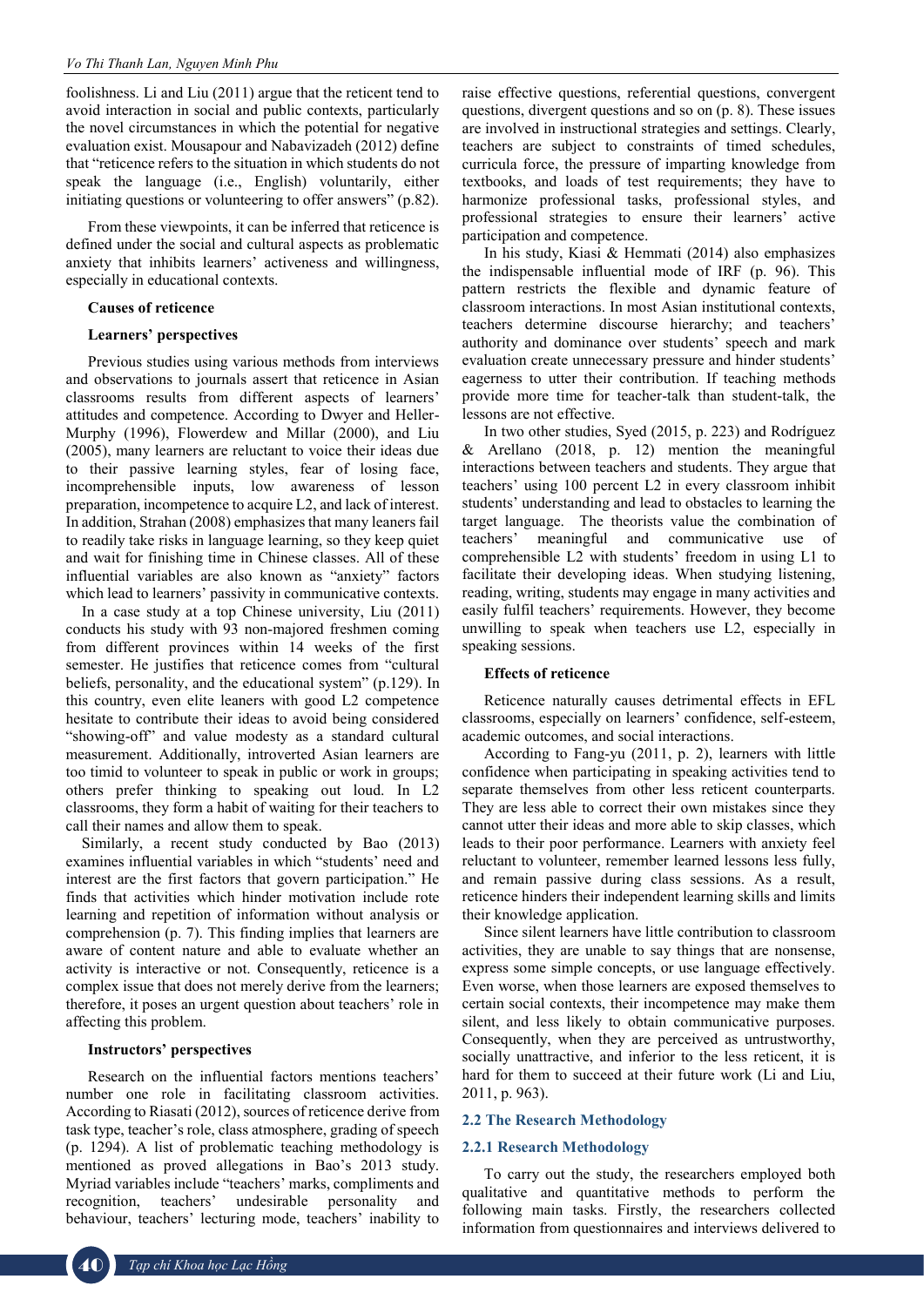foolishness. Li and Liu (2011) argue that the reticent tend to avoid interaction in social and public contexts, particularly the novel circumstances in which the potential for negative evaluation exist. Mousapour and Nabavizadeh (2012) define that "reticence refers to the situation in which students do not speak the language (i.e., English) voluntarily, either initiating questions or volunteering to offer answers" (p.82).

From these viewpoints, it can be inferred that reticence is defined under the social and cultural aspects as problematic anxiety that inhibits learners' activeness and willingness, especially in educational contexts.

**Causes of reticence**

**Learners' perspectives**

Previous studies using various methods from interviews and observations to journals assert that reticence in Asian classrooms results from different aspects of learners' attitudes and competence. According to Dwyer and Heller-Murphy (1996), Flowerdew and Millar (2000), and Liu (2005), many learners are reluctant to voice their ideas due to their passive learning styles, fear of losing face, incomprehensible inputs, low awareness of lesson preparation, incompetence to acquire L2, and lack of interest. In addition, Strahan (2008) emphasizes that many leaners fail to readily take risks in language learning, so they keep quiet and wait for finishing time in Chinese classes. All of these influential variables are also known as "anxiety" factors which lead to learners' passivity in communicative contexts.

In a case study at a top Chinese university, Liu (2011) conducts his study with 93 non-majored freshmen coming from different provinces within 14 weeks of the first semester. He justifies that reticence comes from "cultural beliefs, personality, and the educational system" (p.129). In this country, even elite leaners with good L2 competence hesitate to contribute their ideas to avoid being considered "showing-off" and value modesty as a standard cultural measurement. Additionally, introverted Asian learners are too timid to volunteer to speak in public or work in groups; others prefer thinking to speaking out loud. In L2 classrooms, they form a habit of waiting for their teachers to call their names and allow them to speak.

Similarly, a recent study conducted by Bao (2013) examines influential variables in which "students' need and interest are the first factors that govern participation." He finds that activities which hinder motivation include rote learning and repetition of information without analysis or comprehension (p. 7). This finding implies that learners are aware of content nature and able to evaluate whether an activity is interactive or not. Consequently, reticence is a complex issue that does not merely derive from the learners; therefore, it poses an urgent question about teachers' role in affecting this problem.

**Instructors' perspectives**

Research on the influential factors mentions teachers' number one role in facilitating classroom activities. According to Riasati (2012), sources of reticence derive from task type, teacher's role, class atmosphere, grading of speech (p. 1294). A list of problematic teaching methodology is mentioned as proved allegations in Bao's 2013 study. Myriad variables include "teachers' marks, compliments and recognition, teachers' undesirable personality and behaviour, teachers' lecturing mode, teachers' inability to raise effective questions, referential questions, convergent questions, divergent questions and so on (p. 8). These issues are involved in instructional strategies and settings. Clearly, teachers are subject to constraints of timed schedules, curricula force, the pressure of imparting knowledge from textbooks, and loads of test requirements; they have to harmonize professional tasks, professional styles, and professional strategies to ensure their learners' active participation and competence.

In his study, Kiasi & Hemmati (2014) also emphasizes the indispensable influential mode of IRF (p. 96). This pattern restricts the flexible and dynamic feature of classroom interactions. In most Asian institutional contexts, teachers determine discourse hierarchy; and teachers' authority and dominance over students' speech and mark evaluation create unnecessary pressure and hinder students' eagerness to utter their contribution. If teaching methods provide more time for teacher-talk than student-talk, the lessons are not effective.

In two other studies, Syed (2015, p. 223) and Rodríguez & Arellano (2018, p. 12) mention the meaningful interactions between teachers and students. They argue that teachers' using 100 percent L2 in every classroom inhibit students' understanding and lead to obstacles to learning the target language. The theorists value the combination of teachers' meaningful and communicative use of comprehensible L2 with students' freedom in using L1 to facilitate their developing ideas. When studying listening, reading, writing, students may engage in many activities and easily fulfil teachers' requirements. However, they become unwilling to speak when teachers use L2, especially in speaking sessions.

**Effects of reticence**

Reticence naturally causes detrimental effects in EFL classrooms, especially on learners' confidence, self-esteem, academic outcomes, and social interactions.

According to Fang-yu (2011, p. 2), learners with little confidence when participating in speaking activities tend to separate themselves from other less reticent counterparts. They are less able to correct their own mistakes since they cannot utter their ideas and more able to skip classes, which leads to their poor performance. Learners with anxiety feel reluctant to volunteer, remember learned lessons less fully, and remain passive during class sessions. As a result, reticence hinders their independent learning skills and limits their knowledge application.

Since silent learners have little contribution to classroom activities, they are unable to say things that are nonsense, express some simple concepts, or use language effectively. Even worse, when those learners are exposed themselves to certain social contexts, their incompetence may make them silent, and less likely to obtain communicative purposes. Consequently, when they are perceived as untrustworthy, socially unattractive, and inferior to the less reticent, it is hard for them to succeed at their future work (Li and Liu, 2011, p. 963).

## 2.2 The Research Methodology

### 2.2.1 Research Methodology

To carry out the study, the researchers employed both qualitative and quantitative methods to perform the following main tasks. Firstly, the researchers collected information from questionnaires and interviews delivered to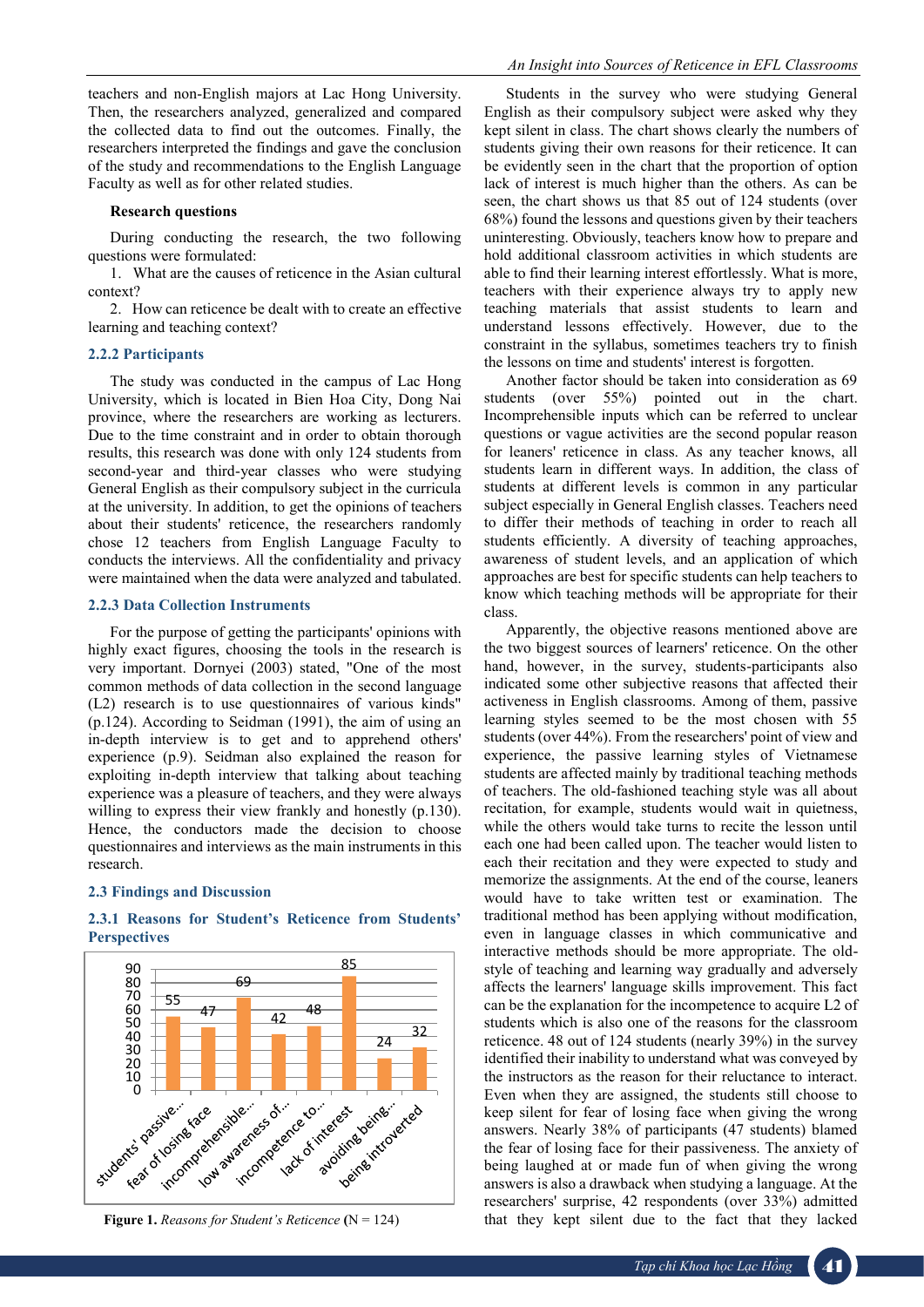teachers and non-English majors at Lac Hong University. Then, the researchers analyzed, generalized and compared the collected data to find out the outcomes. Finally, the researchers interpreted the findings and gave the conclusion of the study and recommendations to the English Language Faculty as well as for other related studies.

**Research questions**

During conducting the research, the two following questions were formulated:

1. What are the causes of reticence in the Asian cultural context?
2. How can reticence be dealt with to create an effective learning and teaching context?

### 2.2.2 Participants

The study was conducted in the campus of Lac Hong University, which is located in Bien Hoa City, Dong Nai province, where the researchers are working as lecturers. Due to the time constraint and in order to obtain thorough results, this research was done with only 124 students from second-year and third-year classes who were studying General English as their compulsory subject in the curricula at the university. In addition, to get the opinions of teachers about their students' reticence, the researchers randomly chose 12 teachers from English Language Faculty to conducts the interviews. All the confidentiality and privacy were maintained when the data were analyzed and tabulated.

### 2.2.3 Data Collection Instruments

For the purpose of getting the participants' opinions with highly exact figures, choosing the tools in the research is very important. Dornyei (2003) stated, "One of the most common methods of data collection in the second language (L2) research is to use questionnaires of various kinds" (p.124). According to Seidman (1991), the aim of using an in-depth interview is to get and to apprehend others' experience (p.9). Seidman also explained the reason for exploiting in-depth interview that talking about teaching experience was a pleasure of teachers, and they were always willing to express their view frankly and honestly (p.130). Hence, the conductors made the decision to choose questionnaires and interviews as the main instruments in this research.

### 2.3 Findings and Discussion

### 2.3.1 Reasons for Student's Reticence from Students' Perspectives

| Reason | Number of students |
|---|---|
| students' passive... | 55 |
| fear of losing face | 47 |
| incomprehensible... | 69 |
| low awareness of... | 42 |
| incompetence to... | 48 |
| lack of interest | 85 |
| avoiding being... | 24 |
| being introverted | 32 |

**Figure 1.** *Reasons for Student's Reticence* (N = 124)

Students in the survey who were studying General English as their compulsory subject were asked why they kept silent in class. The chart shows clearly the numbers of students giving their own reasons for their reticence. It can be evidently seen in the chart that the proportion of option lack of interest is much higher than the others. As can be seen, the chart shows us that 85 out of 124 students (over 68%) found the lessons and questions given by their teachers uninteresting. Obviously, teachers know how to prepare and hold additional classroom activities in which students are able to find their learning interest effortlessly. What is more, teachers with their experience always try to apply new teaching materials that assist students to learn and understand lessons effectively. However, due to the constraint in the syllabus, sometimes teachers try to finish the lessons on time and students' interest is forgotten.

Another factor should be taken into consideration as 69 students (over 55%) pointed out in the chart. Incomprehensible inputs which can be referred to unclear questions or vague activities are the second popular reason for leaners' reticence in class. As any teacher knows, all students learn in different ways. In addition, the class of students at different levels is common in any particular subject especially in General English classes. Teachers need to differ their methods of teaching in order to reach all students efficiently. A diversity of teaching approaches, awareness of student levels, and an application of which approaches are best for specific students can help teachers to know which teaching methods will be appropriate for their class.

Apparently, the objective reasons mentioned above are the two biggest sources of learners' reticence. On the other hand, however, in the survey, students-participants also indicated some other subjective reasons that affected their activeness in English classrooms. Among of them, passive learning styles seemed to be the most chosen with 55 students (over 44%). From the researchers' point of view and experience, the passive learning styles of Vietnamese students are affected mainly by traditional teaching methods of teachers. The old-fashioned teaching style was all about recitation, for example, students would wait in quietness, while the others would take turns to recite the lesson until each one had been called upon. The teacher would listen to each their recitation and they were expected to study and memorize the assignments. At the end of the course, leaners would have to take written test or examination. The traditional method has been applying without modification, even in language classes in which communicative and interactive methods should be more appropriate. The old-style of teaching and learning way gradually and adversely affects the learners' language skills improvement. This fact can be the explanation for the incompetence to acquire L2 of students which is also one of the reasons for the classroom reticence. 48 out of 124 students (nearly 39%) in the survey identified their inability to understand what was conveyed by the instructors as the reason for their reluctance to interact. Even when they are assigned, the students still choose to keep silent for fear of losing face when giving the wrong answers. Nearly 38% of participants (47 students) blamed the fear of losing face for their passiveness. The anxiety of being laughed at or made fun of when giving the wrong answers is also a drawback when studying a language. At the researchers' surprise, 42 respondents (over 33%) admitted that they kept silent due to the fact that they lacked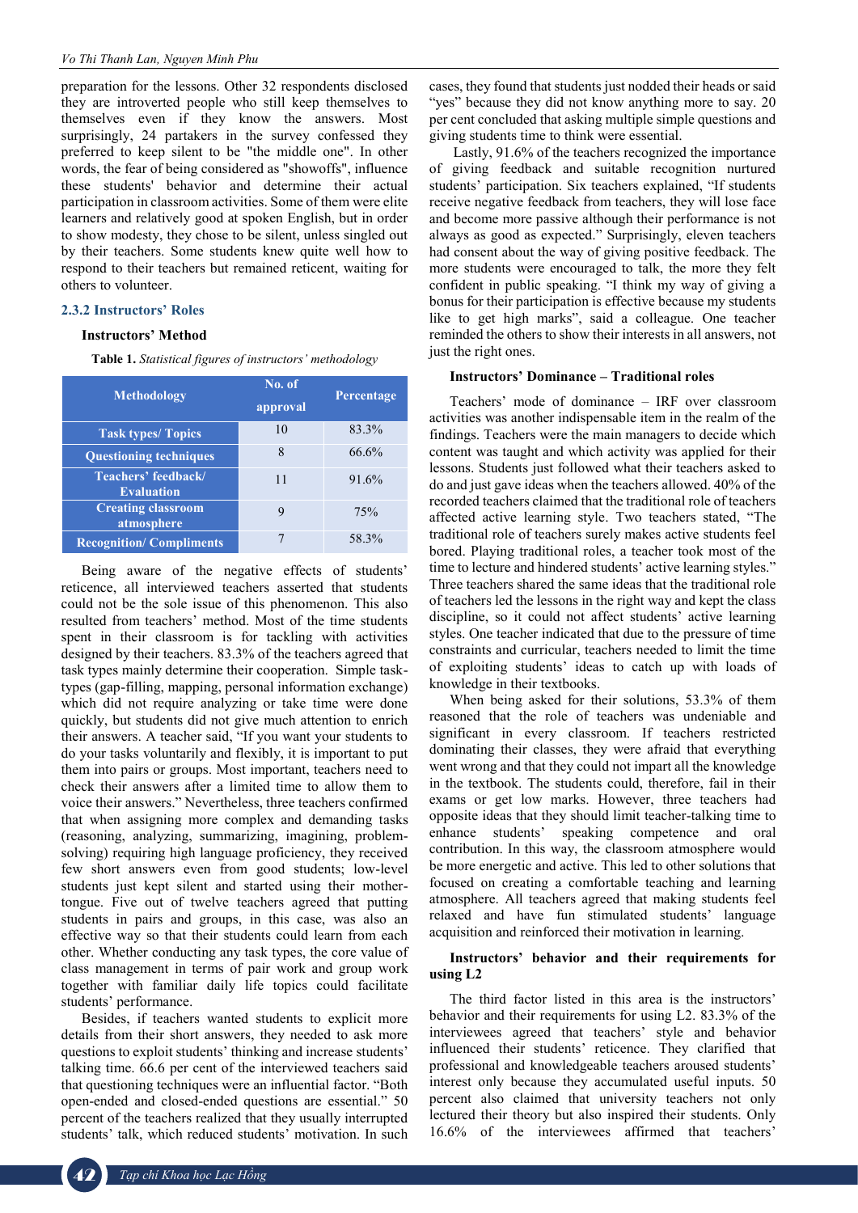preparation for the lessons. Other 32 respondents disclosed they are introverted people who still keep themselves to themselves even if they know the answers. Most surprisingly, 24 partakers in the survey confessed they preferred to keep silent to be "the middle one". In other words, the fear of being considered as "showoffs", influence these students' behavior and determine their actual participation in classroom activities. Some of them were elite learners and relatively good at spoken English, but in order to show modesty, they chose to be silent, unless singled out by their teachers. Some students knew quite well how to respond to their teachers but remained reticent, waiting for others to volunteer.

### 2.3.2 Instructors' Roles

**Instructors' Method**

**Table 1.** *Statistical figures of instructors' methodology*

| Methodology | No. of approval | Percentage |
|---|---|---|
| Task types/ Topics | 10 | 83.3% |
| Questioning techniques | 8 | 66.6% |
| Teachers' feedback/ Evaluation | 11 | 91.6% |
| Creating classroom atmosphere | 9 | 75% |
| Recognition/ Compliments | 7 | 58.3% |

Being aware of the negative effects of students' reticence, all interviewed teachers asserted that students could not be the sole issue of this phenomenon. This also resulted from teachers' method. Most of the time students spent in their classroom is for tackling with activities designed by their teachers. 83.3% of the teachers agreed that task types mainly determine their cooperation. Simple task-types (gap-filling, mapping, personal information exchange) which did not require analyzing or take time were done quickly, but students did not give much attention to enrich their answers. A teacher said, "If you want your students to do your tasks voluntarily and flexibly, it is important to put them into pairs or groups. Most important, teachers need to check their answers after a limited time to allow them to voice their answers." Nevertheless, three teachers confirmed that when assigning more complex and demanding tasks (reasoning, analyzing, summarizing, imagining, problem-solving) requiring high language proficiency, they received few short answers even from good students; low-level students just kept silent and started using their mother-tongue. Five out of twelve teachers agreed that putting students in pairs and groups, in this case, was also an effective way so that their students could learn from each other. Whether conducting any task types, the core value of class management in terms of pair work and group work together with familiar daily life topics could facilitate students' performance.

Besides, if teachers wanted students to explicit more details from their short answers, they needed to ask more questions to exploit students' thinking and increase students' talking time. 66.6 per cent of the interviewed teachers said that questioning techniques were an influential factor. "Both open-ended and closed-ended questions are essential." 50 percent of the teachers realized that they usually interrupted students' talk, which reduced students' motivation. In such cases, they found that students just nodded their heads or said "yes" because they did not know anything more to say. 20 per cent concluded that asking multiple simple questions and giving students time to think were essential.

Lastly, 91.6% of the teachers recognized the importance of giving feedback and suitable recognition nurtured students' participation. Six teachers explained, "If students receive negative feedback from teachers, they will lose face and become more passive although their performance is not always as good as expected." Surprisingly, eleven teachers had consent about the way of giving positive feedback. The more students were encouraged to talk, the more they felt confident in public speaking. "I think my way of giving a bonus for their participation is effective because my students like to get high marks", said a colleague. One teacher reminded the others to show their interests in all answers, not just the right ones.

**Instructors' Dominance – Traditional roles**

Teachers' mode of dominance – IRF over classroom activities was another indispensable item in the realm of the findings. Teachers were the main managers to decide which content was taught and which activity was applied for their lessons. Students just followed what their teachers asked to do and just gave ideas when the teachers allowed. 40% of the recorded teachers claimed that the traditional role of teachers affected active learning style. Two teachers stated, "The traditional role of teachers surely makes active students feel bored. Playing traditional roles, a teacher took most of the time to lecture and hindered students' active learning styles." Three teachers shared the same ideas that the traditional role of teachers led the lessons in the right way and kept the class discipline, so it could not affect students' active learning styles. One teacher indicated that due to the pressure of time constraints and curricular, teachers needed to limit the time of exploiting students' ideas to catch up with loads of knowledge in their textbooks.

When being asked for their solutions, 53.3% of them reasoned that the role of teachers was undeniable and significant in every classroom. If teachers restricted dominating their classes, they were afraid that everything went wrong and that they could not impart all the knowledge in the textbook. The students could, therefore, fail in their exams or get low marks. However, three teachers had opposite ideas that they should limit teacher-talking time to enhance students' speaking competence and oral contribution. In this way, the classroom atmosphere would be more energetic and active. This led to other solutions that focused on creating a comfortable teaching and learning atmosphere. All teachers agreed that making students feel relaxed and have fun stimulated students' language acquisition and reinforced their motivation in learning.

**Instructors' behavior and their requirements for using L2**

The third factor listed in this area is the instructors' behavior and their requirements for using L2. 83.3% of the interviewees agreed that teachers' style and behavior influenced their students' reticence. They clarified that professional and knowledgeable teachers aroused students' interest only because they accumulated useful inputs. 50 percent also claimed that university teachers not only lectured their theory but also inspired their students. Only 16.6% of the interviewees affirmed that teachers'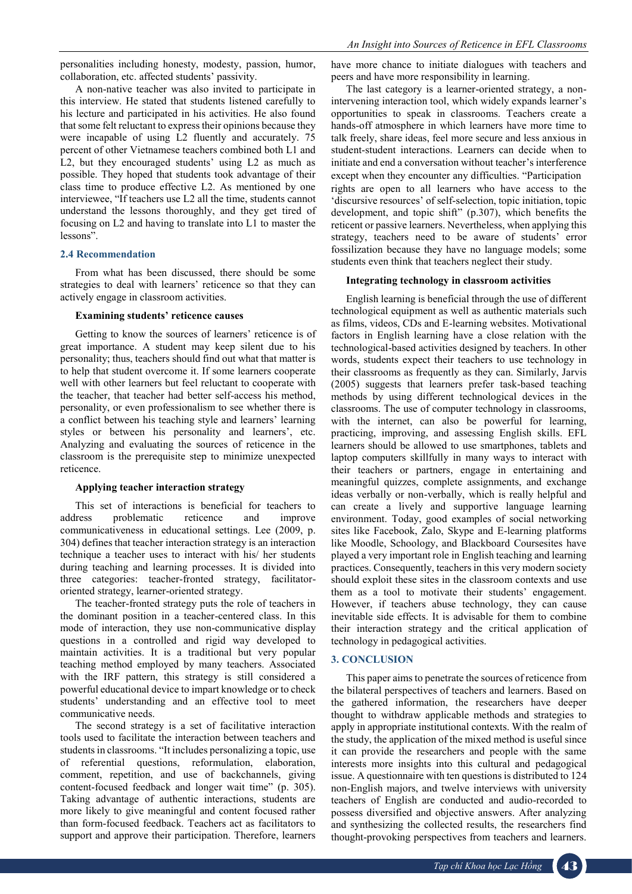personalities including honesty, modesty, passion, humor, collaboration, etc. affected students' passivity.

A non-native teacher was also invited to participate in this interview. He stated that students listened carefully to his lecture and participated in his activities. He also found that some felt reluctant to express their opinions because they were incapable of using L2 fluently and accurately. 75 percent of other Vietnamese teachers combined both L1 and L2, but they encouraged students' using L2 as much as possible. They hoped that students took advantage of their class time to produce effective L2. As mentioned by one interviewee, "If teachers use L2 all the time, students cannot understand the lessons thoroughly, and they get tired of focusing on L2 and having to translate into L1 to master the lessons".

### 2.4 Recommendation

From what has been discussed, there should be some strategies to deal with learners' reticence so that they can actively engage in classroom activities.

**Examining students' reticence causes**

Getting to know the sources of learners' reticence is of great importance. A student may keep silent due to his personality; thus, teachers should find out what that matter is to help that student overcome it. If some learners cooperate well with other learners but feel reluctant to cooperate with the teacher, that teacher had better self-access his method, personality, or even professionalism to see whether there is a conflict between his teaching style and learners' learning styles or between his personality and learners', etc. Analyzing and evaluating the sources of reticence in the classroom is the prerequisite step to minimize unexpected reticence.

**Applying teacher interaction strategy**

This set of interactions is beneficial for teachers to address problematic reticence and improve communicativeness in educational settings. Lee (2009, p. 304) defines that teacher interaction strategy is an interaction technique a teacher uses to interact with his/ her students during teaching and learning processes. It is divided into three categories: teacher-fronted strategy, facilitator-oriented strategy, learner-oriented strategy.

The teacher-fronted strategy puts the role of teachers in the dominant position in a teacher-centered class. In this mode of interaction, they use non-communicative display questions in a controlled and rigid way developed to maintain activities. It is a traditional but very popular teaching method employed by many teachers. Associated with the IRF pattern, this strategy is still considered a powerful educational device to impart knowledge or to check students' understanding and an effective tool to meet communicative needs.

The second strategy is a set of facilitative interaction tools used to facilitate the interaction between teachers and students in classrooms. "It includes personalizing a topic, use of referential questions, reformulation, elaboration, comment, repetition, and use of backchannels, giving content-focused feedback and longer wait time" (p. 305). Taking advantage of authentic interactions, students are more likely to give meaningful and content focused rather than form-focused feedback. Teachers act as facilitators to support and approve their participation. Therefore, learners have more chance to initiate dialogues with teachers and peers and have more responsibility in learning.

The last category is a learner-oriented strategy, a non-intervening interaction tool, which widely expands learner's opportunities to speak in classrooms. Teachers create a hands-off atmosphere in which learners have more time to talk freely, share ideas, feel more secure and less anxious in student-student interactions. Learners can decide when to initiate and end a conversation without teacher's interference except when they encounter any difficulties. "Participation rights are open to all learners who have access to the 'discursive resources' of self-selection, topic initiation, topic development, and topic shift" (p.307), which benefits the reticent or passive learners. Nevertheless, when applying this strategy, teachers need to be aware of students' error fossilization because they have no language models; some students even think that teachers neglect their study.

**Integrating technology in classroom activities**

English learning is beneficial through the use of different technological equipment as well as authentic materials such as films, videos, CDs and E-learning websites. Motivational factors in English learning have a close relation with the technological-based activities designed by teachers. In other words, students expect their teachers to use technology in their classrooms as frequently as they can. Similarly, Jarvis (2005) suggests that learners prefer task-based teaching methods by using different technological devices in the classrooms. The use of computer technology in classrooms, with the internet, can also be powerful for learning, practicing, improving, and assessing English skills. EFL learners should be allowed to use smartphones, tablets and laptop computers skillfully in many ways to interact with their teachers or partners, engage in entertaining and meaningful quizzes, complete assignments, and exchange ideas verbally or non-verbally, which is really helpful and can create a lively and supportive language learning environment. Today, good examples of social networking sites like Facebook, Zalo, Skype and E-learning platforms like Moodle, Schoology, and Blackboard Coursesites have played a very important role in English teaching and learning practices. Consequently, teachers in this very modern society should exploit these sites in the classroom contexts and use them as a tool to motivate their students' engagement. However, if teachers abuse technology, they can cause inevitable side effects. It is advisable for them to combine their interaction strategy and the critical application of technology in pedagogical activities.

## 3. CONCLUSION

This paper aims to penetrate the sources of reticence from the bilateral perspectives of teachers and learners. Based on the gathered information, the researchers have deeper thought to withdraw applicable methods and strategies to apply in appropriate institutional contexts. With the realm of the study, the application of the mixed method is useful since it can provide the researchers and people with the same interests more insights into this cultural and pedagogical issue. A questionnaire with ten questions is distributed to 124 non-English majors, and twelve interviews with university teachers of English are conducted and audio-recorded to possess diversified and objective answers. After analyzing and synthesizing the collected results, the researchers find thought-provoking perspectives from teachers and learners.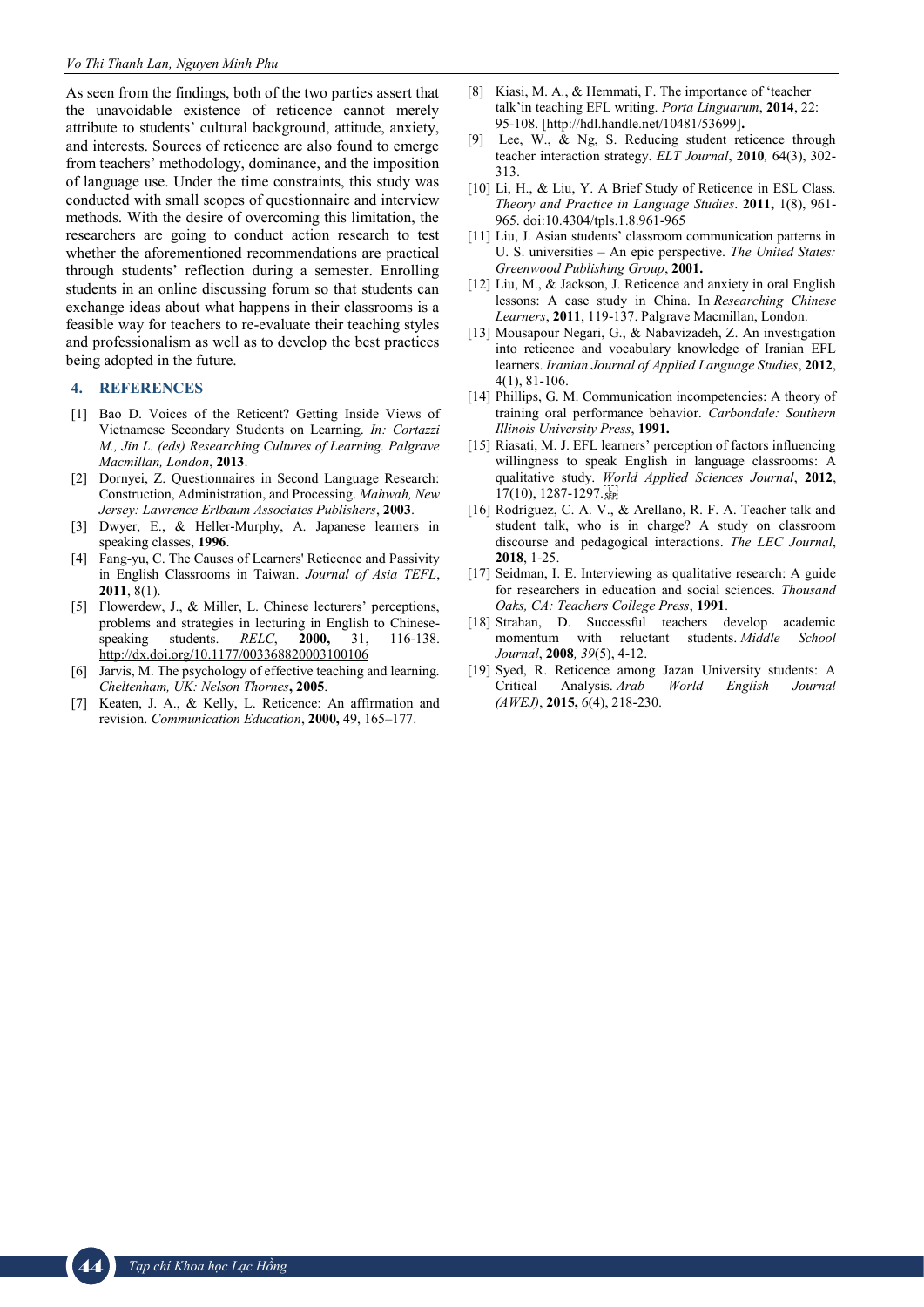As seen from the findings, both of the two parties assert that the unavoidable existence of reticence cannot merely attribute to students' cultural background, attitude, anxiety, and interests. Sources of reticence are also found to emerge from teachers' methodology, dominance, and the imposition of language use. Under the time constraints, this study was conducted with small scopes of questionnaire and interview methods. With the desire of overcoming this limitation, the researchers are going to conduct action research to test whether the aforementioned recommendations are practical through students' reflection during a semester. Enrolling students in an online discussing forum so that students can exchange ideas about what happens in their classrooms is a feasible way for teachers to re-evaluate their teaching styles and professionalism as well as to develop the best practices being adopted in the future.

## 4. REFERENCES

[1] Bao D. Voices of the Reticent? Getting Inside Views of Vietnamese Secondary Students on Learning. *In: Cortazzi M., Jin L. (eds) Researching Cultures of Learning. Palgrave Macmillan, London*, **2013**.

[2] Dornyei, Z. Questionnaires in Second Language Research: Construction, Administration, and Processing. *Mahwah, New Jersey: Lawrence Erlbaum Associates Publishers*, **2003**.

[3] Dwyer, E., & Heller-Murphy, A. Japanese learners in speaking classes, **1996**.

[4] Fang-yu, C. The Causes of Learners' Reticence and Passivity in English Classrooms in Taiwan. *Journal of Asia TEFL*, **2011**, 8(1).

[5] Flowerdew, J., & Miller, L. Chinese lecturers' perceptions, problems and strategies in lecturing in English to Chinese-speaking students. *RELC*, **2000,** 31, 116-138. http://dx.doi.org/10.1177/003368820003100106

[6] Jarvis, M. The psychology of effective teaching and learning. *Cheltenham, UK: Nelson Thornes***, 2005**.

[7] Keaten, J. A., & Kelly, L. Reticence: An affirmation and revision. *Communication Education*, **2000,** 49, 165–177.

[8] Kiasi, M. A., & Hemmati, F. The importance of 'teacher talk'in teaching EFL writing. *Porta Linguarum*, **2014**, 22: 95-108. [http://hdl.handle.net/10481/53699]**.**

[9] Lee, W., & Ng, S. Reducing student reticence through teacher interaction strategy. *ELT Journal*, **2010***,* 64(3), 302-313.

[10] Li, H., & Liu, Y. A Brief Study of Reticence in ESL Class. *Theory and Practice in Language Studies*. **2011,** 1(8), 961-965. doi:10.4304/tpls.1.8.961-965

[11] Liu, J. Asian students' classroom communication patterns in U. S. universities – An epic perspective. *The United States: Greenwood Publishing Group*, **2001.**

[12] Liu, M., & Jackson, J. Reticence and anxiety in oral English lessons: A case study in China. In *Researching Chinese Learners*, **2011**, 119-137. Palgrave Macmillan, London.

[13] Mousapour Negari, G., & Nabavizadeh, Z. An investigation into reticence and vocabulary knowledge of Iranian EFL learners. *Iranian Journal of Applied Language Studies*, **2012**, 4(1), 81-106.

[14] Phillips, G. M. Communication incompetencies: A theory of training oral performance behavior. *Carbondale: Southern Illinois University Press*, **1991.**

[15] Riasati, M. J. EFL learners' perception of factors influencing willingness to speak English in language classrooms: A qualitative study. *World Applied Sciences Journal*, **2012**, 17(10), 1287-1297.

[16] Rodríguez, C. A. V., & Arellano, R. F. A. Teacher talk and student talk, who is in charge? A study on classroom discourse and pedagogical interactions. *The LEC Journal*, **2018**, 1-25.

[17] Seidman, I. E. Interviewing as qualitative research: A guide for researchers in education and social sciences. *Thousand Oaks, CA: Teachers College Press*, **1991**.

[18] Strahan, D. Successful teachers develop academic momentum with reluctant students. *Middle School Journal*, **2008***, 39*(5), 4-12.

[19] Syed, R. Reticence among Jazan University students: A Critical Analysis. *Arab World English Journal (AWEJ)*, **2015,** 6(4), 218-230.